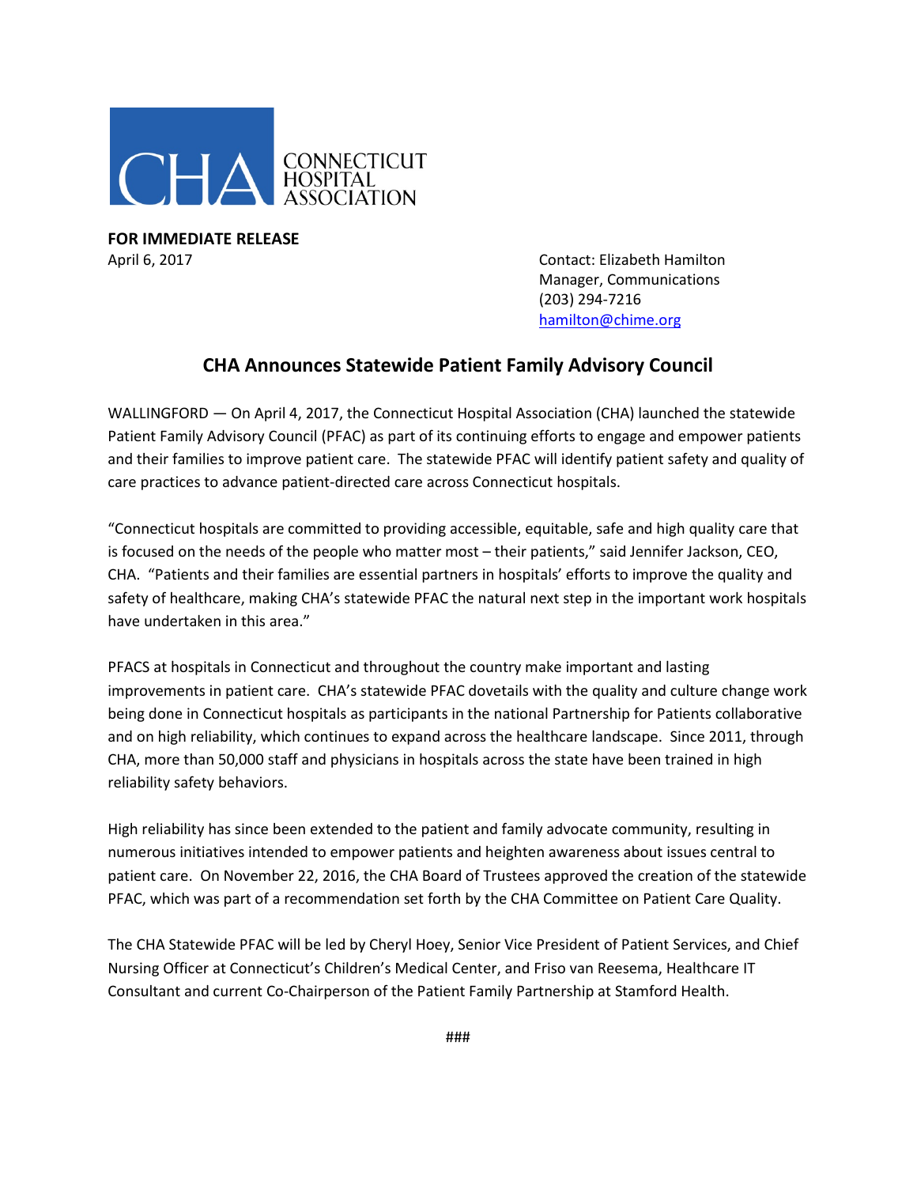CONNECTICUT HOSPITAL ASSOCIATION

**FOR IMMEDIATE RELEASE**
April 6, 2017

Contact: Elizabeth Hamilton
Manager, Communications
(203) 294-7216
hamilton@chime.org

## CHA Announces Statewide Patient Family Advisory Council

WALLINGFORD — On April 4, 2017, the Connecticut Hospital Association (CHA) launched the statewide Patient Family Advisory Council (PFAC) as part of its continuing efforts to engage and empower patients and their families to improve patient care. The statewide PFAC will identify patient safety and quality of care practices to advance patient-directed care across Connecticut hospitals.

"Connecticut hospitals are committed to providing accessible, equitable, safe and high quality care that is focused on the needs of the people who matter most – their patients," said Jennifer Jackson, CEO, CHA. "Patients and their families are essential partners in hospitals' efforts to improve the quality and safety of healthcare, making CHA's statewide PFAC the natural next step in the important work hospitals have undertaken in this area."

PFACS at hospitals in Connecticut and throughout the country make important and lasting improvements in patient care. CHA's statewide PFAC dovetails with the quality and culture change work being done in Connecticut hospitals as participants in the national Partnership for Patients collaborative and on high reliability, which continues to expand across the healthcare landscape. Since 2011, through CHA, more than 50,000 staff and physicians in hospitals across the state have been trained in high reliability safety behaviors.

High reliability has since been extended to the patient and family advocate community, resulting in numerous initiatives intended to empower patients and heighten awareness about issues central to patient care. On November 22, 2016, the CHA Board of Trustees approved the creation of the statewide PFAC, which was part of a recommendation set forth by the CHA Committee on Patient Care Quality.

The CHA Statewide PFAC will be led by Cheryl Hoey, Senior Vice President of Patient Services, and Chief Nursing Officer at Connecticut's Children's Medical Center, and Friso van Reesema, Healthcare IT Consultant and current Co-Chairperson of the Patient Family Partnership at Stamford Health.

###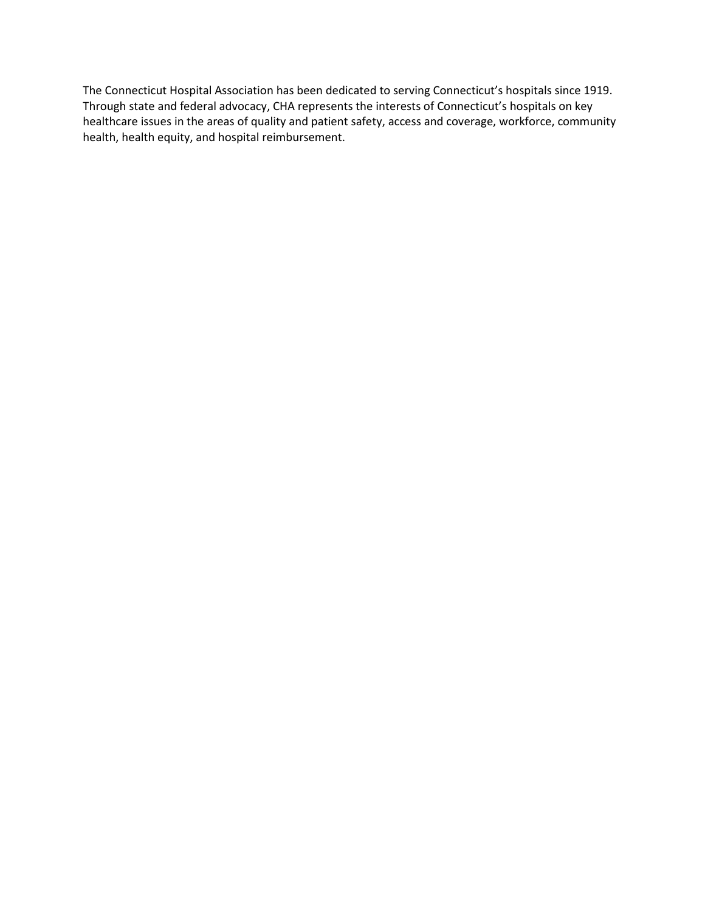The Connecticut Hospital Association has been dedicated to serving Connecticut's hospitals since 1919. Through state and federal advocacy, CHA represents the interests of Connecticut's hospitals on key healthcare issues in the areas of quality and patient safety, access and coverage, workforce, community health, health equity, and hospital reimbursement.